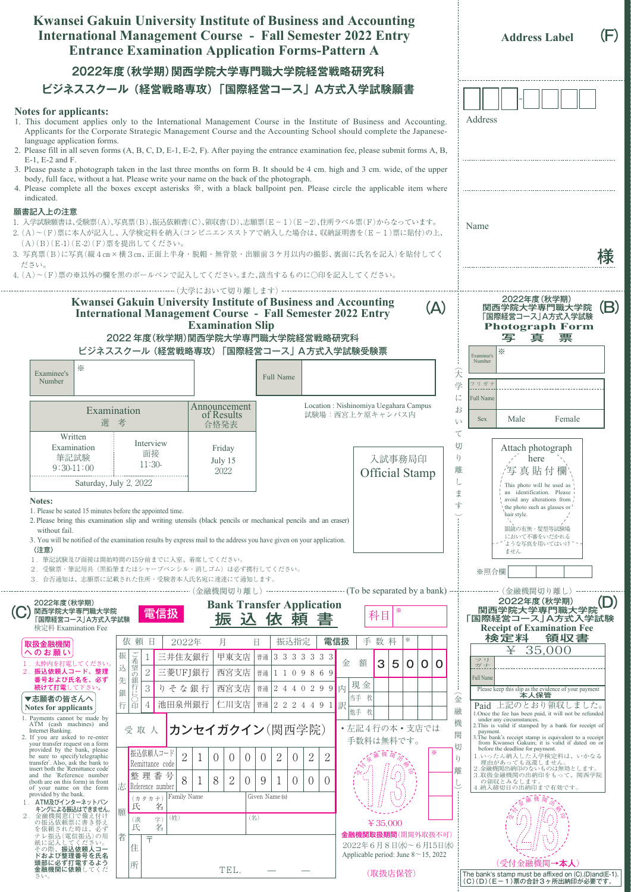# Kwansei Gakuin University Institute of Business and Accounting
## International Management Course - Fall Semester 2022 Entry
## Entrance Examination Application Forms-Pattern A

## 2022年度（秋学期）関西学院大学専門職大学院経営戦略研究科
## ビジネススクール（経営戦略専攻）「国際経営コース」A方式入学試験願書

### Notes for applicants:

1. This document applies only to the International Management Course in the Institute of Business and Accounting. Applicants for the Corporate Strategic Management Course and the Accounting School should complete the Japanese-language application forms.
2. Please fill in all seven forms (A, B, C, D, E-1, E-2, F). After paying the entrance examination fee, please submit forms A, B, E-1, E-2 and F.
3. Please paste a photograph taken in the last three months on form B. It should be 4 cm. high and 3 cm. wide, of the upper body, full face, without a hat. Please write your name on the back of the photograph.
4. Please complete all the boxes except asterisks ※, with a black ballpoint pen. Please circle the applicable item where indicated.

### 願書記入上の注意

1. 入学試験願書は、受験票(A)、写真票(B)、振込依頼書(C)、領収書(D)、志願票(E－1)(E－2)、住所ラベル票(F)からなっています。
2. (A)～(F)票に本人が記入し、入学検定料を納入(コンビニエンスストアで納入した場合は、収納証明書を(E－1)票に貼付)の上、(A)(B)(E-1)(E-2)(F)票を提出してください。
3. 写真票(B)に写真(縦４cm×横３cm、正面上半身・脱帽・無背景・出願前３ケ月以内の撮影、裏面に氏名を記入)を貼付してください。
4. (A)～(F)票の※以外の欄を黒のボールペンで記入してください。また、該当するものに○印を記入してください。

---

## (F) Address Label

〒 □□□-□□□□

Address

Name 様

---

（大学において切り離します）

## (A) Kwansei Gakuin University Institute of Business and Accounting International Management Course - Fall Semester 2022 Entry Examination Slip

### 2022 年度（秋学期）関西学院大学専門職大学院経営戦略研究科 ビジネススクール（経営戦略専攻）「国際経営コース」A方式入学試験受験票

| Examinee's Number | ※ | Full Name | |
|---|---|---|---|

| Examination 選考 | | Announcement of Results 合格発表 |
|---|---|---|
| Written Examination 筆記試験 9:30-11:00 | Interview 面接 11:30- | Friday July 15 2022 |
| Saturday, July 2, 2022 | | |

Location : Nishinomiya Uegahara Campus
試験場：西宮上ケ原キャンパス内

入試事務局印
Official Stamp

**Notes:**

1. Please be seated 15 minutes before the appointed time.
2. Please bring this examination slip and writing utensils (black pencils or mechanical pencils and an eraser) without fail.
3. You will be notified of the examination results by express mail to the address you have given on your application.

〈注意〉

1. 筆記試験及び面接は開始時間の15分前までに入室、着席してください。
2. 受験票・筆記用具（黒鉛筆またはシャープペンシル・消しゴム）は必ず携行してください。
3. 合否通知は、志願票に記載された住所・受験者本人氏名宛に速達にて通知します。

（大学において切り離します）

---

## (B) 2022年度（秋学期）関西学院大学専門職大学院「国際経営コース」A方式入学試験 Photograph Form 写真票

| Examinee's Number | ※ | |
|---|---|---|
| フリガナ | | |
| Full Name | | |
| Sex | Male | Female |

Attach photograph here
写真貼付欄

This photo will be used as an identification. Please avoid any alterations from the photo such as glasses or hair style.

眼鏡の有無・髪型等試験場において不審をいだかれるような写真を用いてはいけません

※照合欄

---

（金融機関切り離し） (To be separated by a bank)

## (C) 2022年度（秋学期）関西学院大学専門職大学院「国際経営コース」A方式入学試験 検定料 Examination Fee

### 電信扱 Bank Transfer Application 振込依頼書

科目 ※

**取扱金融機関へのお願い**

1. 太枠内を打電してください。
2. **振込依頼人コード、整理番号および氏名を、必ず続けて打電**して下さい。

**▼志願者の皆さんへ Notes for applicants**

1. Payments cannot be made by ATM (cash machines) and Internet Banking.
2. If you are asked to re-enter your transfer request on a form provided by the bank, please be sure to specify 'telegraphic transfer'. Also, ask the bank to insert both the 'Remittance code' and the 'Reference number' (both are on this form) in front of your name on the form provided by the bank.

1. **ATM及びインターネットバンキングによる振込はできません。**
2. 金融機関窓口で備え付けの振込依頼票に書き替えを依頼された時は、必ずテレ振込（電信扱）の用紙に記入してください。その際、**振込依頼人コードおよび整理番号を氏名頭部に必ず打電するよう金融機関に依頼**してください。

| 依頼日 | 2022年 月 日 | 振込指定 | 電信扱 | 手数料 ※ |
|---|---|---|---|---|

| 振込先銀行（ご希望の銀行に○印） | 銀行 | 支店 | 種別 | 口座番号 |
|---|---|---|---|---|
| 1 | 三井住友銀行 | 甲東支店 | 普通 | 3333333 |
| 2 | 三菱UFJ銀行 | 西宮支店 | 普通 | 1109869 |
| 3 | りそな銀行 | 西宮支店 | 普通 | 2440299 |
| 4 | 池田泉州銀行 | 仁川支店 | 普通 | 2224491 |

| 金額 | 35000 |
|---|---|
| 内訳 | 現金 |
| | 当手 枚 |
| | 他手 枚 |

受取人 カンセイガクイン（関西学院）

・左記４行の本・支店では手数料は無料です。

| 志願者 | | |
|---|---|---|
| 振込依頼人コード Remittance code | 2100002022 | |
| 整理番号 Reference number | 8182091000 | |
| (カタカナ) 氏名 | Family Name | Given Name(s) |
| (漢字) 氏名 | (姓) | (名) |
| 住所 | 〒 | TEL. — — |

¥35,000

**金融機関取扱期間**（期間外取扱不可）
2022年6月8日(水)～6月15日(水)
Applicable period: June 8～15, 2022

（取扱店保管）

---

（金融機関切り離し）

## (D) 2022年度（秋学期）関西学院大学専門職大学院「国際経営コース」A方式入学試験 Receipt of Examination Fee 検定料 領収書

¥ 35,000

| フリガナ | |
|---|---|
| Full Name | |

Please keep this slip as the evidence of your payment **本人保管**

Paid 上記のとおり領収しました。

1. Once the fee has been paid, it will not be refunded under any circumstances.
2. This is valid if stamped by a bank for receipt of payment.
3. The bank's receipt stamp is equivalent to a receipt from Kwansei Gakuin; it is valid if dated on or before the deadline for payment.

1. いったん納入した入学検定料は、いかなる理由があっても返還しません。
2. 金融機関出納印のないものは無効とします。
3. 取扱金融機関の出納印をもって、関西学院の領収とみなします。
4. 納入締切日の出納印まで有効です。

（受付金融機関→**本人**）

The bank's stamp must be affixed on (C),(D)and(E-1).
(C)(D)(E－1)票の合計３ヶ所出納印が必要です。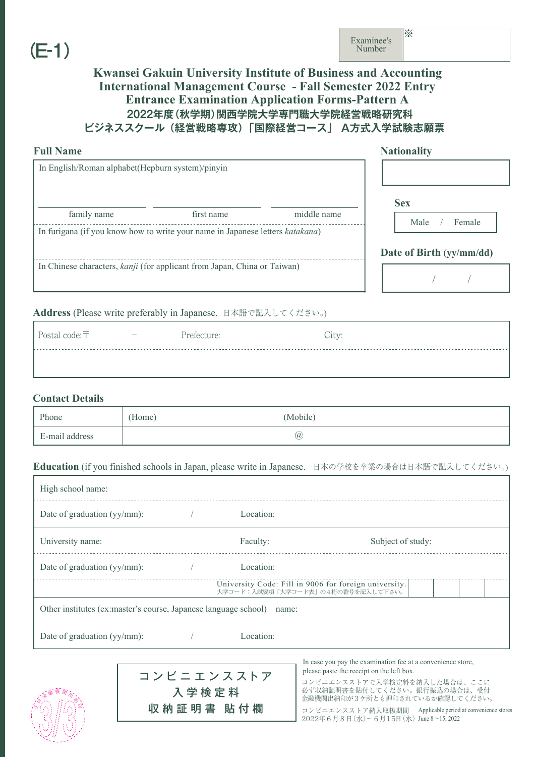(E-1)

| Examinee's Number | ※ |
|---|---|

# Kwansei Gakuin University Institute of Business and Accounting
# International Management Course - Fall Semester 2022 Entry
# Entrance Examination Application Forms-Pattern A

## 2022年度（秋学期）関西学院大学専門職大学院経営戦略研究科
## ビジネススクール（経営戦略専攻）「国際経営コース」 A方式入学試験志願票

**Full Name**

In English/Roman alphabet(Hepburn system)/pinyin

| family name | first name | middle name |
|---|---|---|
| | | |

In furigana (if you know how to write your name in Japanese letters *katakana*)

In Chinese characters, *kanji* (for applicant from Japan, China or Taiwan)

**Nationality**

**Sex**

Male / Female

**Date of Birth (yy/mm/dd)**

/ /

**Address** (Please write preferably in Japanese. 日本語で記入してください。)

Postal code:〒 － Prefecture: City:

**Contact Details**

| Phone | (Home) | (Mobile) |
|---|---|---|
| E-mail address | @ | |

**Education** (if you finished schools in Japan, please write in Japanese. 日本の学校を卒業の場合は日本語で記入してください。)

High school name:

Date of graduation (yy/mm): / Location:

University name: Faculty: Subject of study:

Date of graduation (yy/mm): / Location:

University Code: Fill in 9006 for foreign university.
大学コード：入試要項「大学コード表」の4桁の番号を記入して下さい。

Other institutes (ex:master's course, Japanese language school) name:

Date of graduation (yy/mm): / Location:

コンビニエンスストア
入学検定料
収納証明書 貼付欄

In case you pay the examination fee at a convenience store, please paste the receipt on the left box.

コンビニエンスストアで入学検定料を納入した場合は、ここに必ず収納証明書を貼付してください。銀行振込の場合は、受付金融機関出納印が3ケ所とも押印されているか確認してください。

コンビニエンスストア納入取扱期間 Applicable period at convenience stores
2022年6月8日（水）～6月15日（水） June 8～15, 2022

受付金融機関出納印 3/3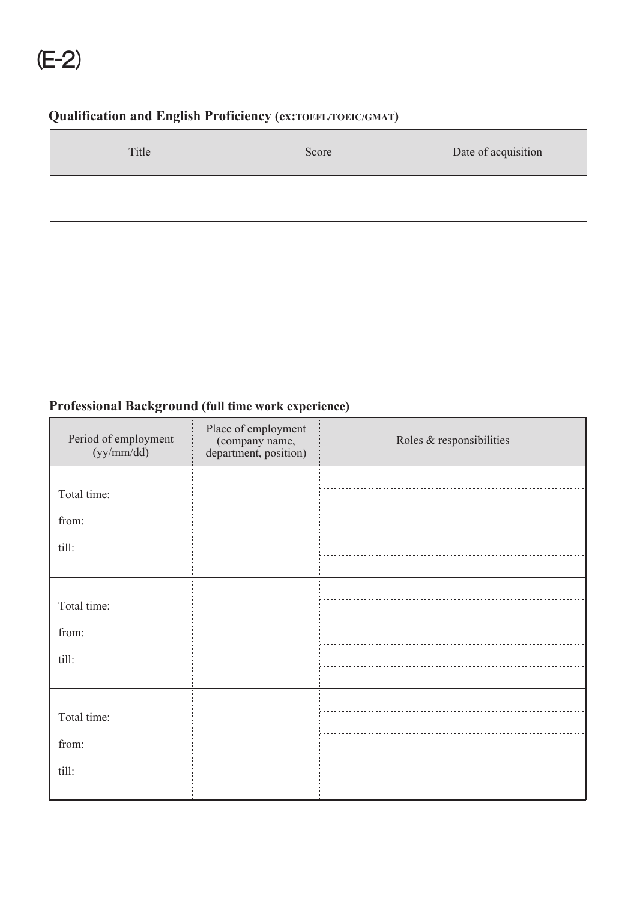(E-2)

## Qualification and English Proficiency (ex:TOEFL/TOEIC/GMAT)

| Title | Score | Date of acquisition |
| --- | --- | --- |
| | | |
| | | |
| | | |
| | | |

## Professional Background (full time work experience)

| Period of employment (yy/mm/dd) | Place of employment (company name, department, position) | Roles & responsibilities |
| --- | --- | --- |
| Total time:<br>from:<br>till: | | |
| Total time:<br>from:<br>till: | | |
| Total time:<br>from:<br>till: | | |